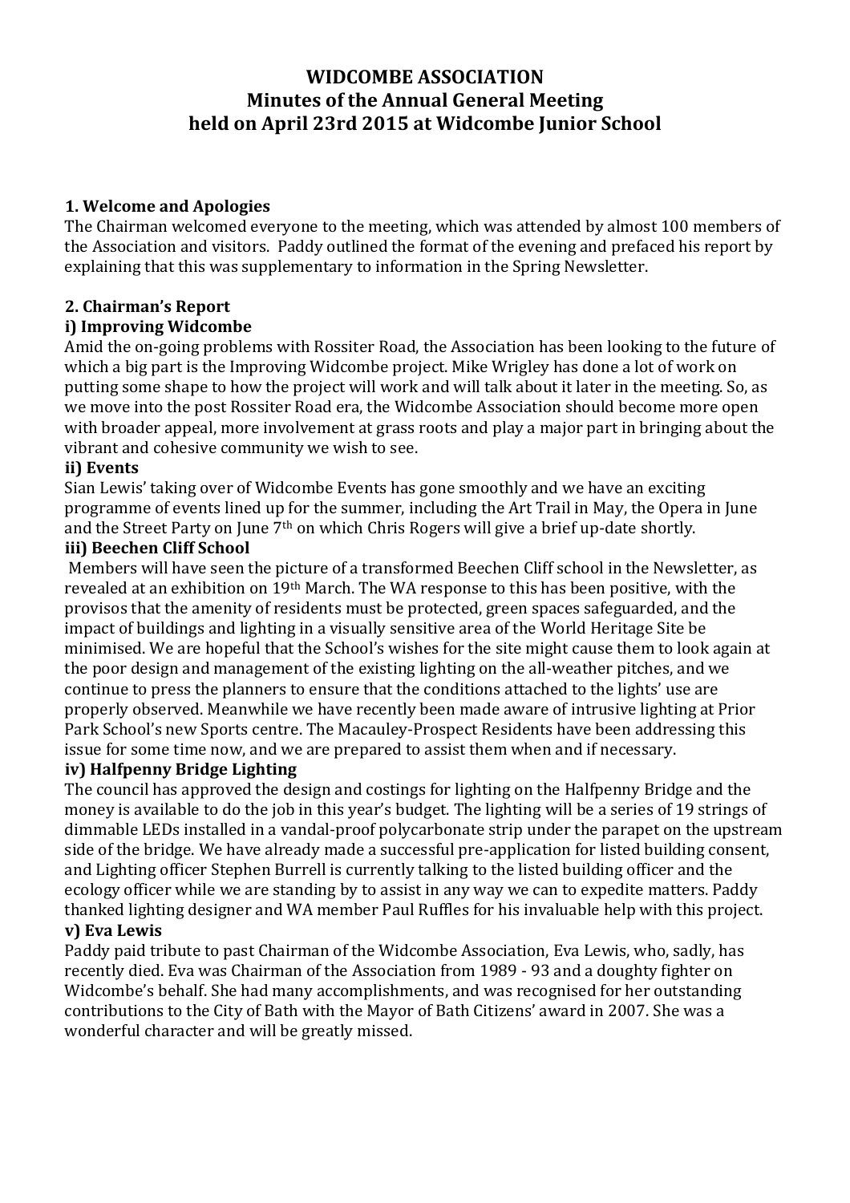# WIDCOMBE ASSOCIATION
## Minutes of the Annual General Meeting
## held on April 23rd 2015 at Widcombe Junior School

### 1. Welcome and Apologies

The Chairman welcomed everyone to the meeting, which was attended by almost 100 members of the Association and visitors. Paddy outlined the format of the evening and prefaced his report by explaining that this was supplementary to information in the Spring Newsletter.

### 2. Chairman's Report

#### i) Improving Widcombe

Amid the on-going problems with Rossiter Road, the Association has been looking to the future of which a big part is the Improving Widcombe project. Mike Wrigley has done a lot of work on putting some shape to how the project will work and will talk about it later in the meeting. So, as we move into the post Rossiter Road era, the Widcombe Association should become more open with broader appeal, more involvement at grass roots and play a major part in bringing about the vibrant and cohesive community we wish to see.

#### ii) Events

Sian Lewis' taking over of Widcombe Events has gone smoothly and we have an exciting programme of events lined up for the summer, including the Art Trail in May, the Opera in June and the Street Party on June 7th on which Chris Rogers will give a brief up-date shortly.

#### iii) Beechen Cliff School

Members will have seen the picture of a transformed Beechen Cliff school in the Newsletter, as revealed at an exhibition on 19th March. The WA response to this has been positive, with the provisos that the amenity of residents must be protected, green spaces safeguarded, and the impact of buildings and lighting in a visually sensitive area of the World Heritage Site be minimised. We are hopeful that the School's wishes for the site might cause them to look again at the poor design and management of the existing lighting on the all-weather pitches, and we continue to press the planners to ensure that the conditions attached to the lights' use are properly observed. Meanwhile we have recently been made aware of intrusive lighting at Prior Park School's new Sports centre. The Macauley-Prospect Residents have been addressing this issue for some time now, and we are prepared to assist them when and if necessary.

#### iv) Halfpenny Bridge Lighting

The council has approved the design and costings for lighting on the Halfpenny Bridge and the money is available to do the job in this year's budget. The lighting will be a series of 19 strings of dimmable LEDs installed in a vandal-proof polycarbonate strip under the parapet on the upstream side of the bridge. We have already made a successful pre-application for listed building consent, and Lighting officer Stephen Burrell is currently talking to the listed building officer and the ecology officer while we are standing by to assist in any way we can to expedite matters. Paddy thanked lighting designer and WA member Paul Ruffles for his invaluable help with this project.

#### v) Eva Lewis

Paddy paid tribute to past Chairman of the Widcombe Association, Eva Lewis, who, sadly, has recently died. Eva was Chairman of the Association from 1989 - 93 and a doughty fighter on Widcombe's behalf. She had many accomplishments, and was recognised for her outstanding contributions to the City of Bath with the Mayor of Bath Citizens' award in 2007. She was a wonderful character and will be greatly missed.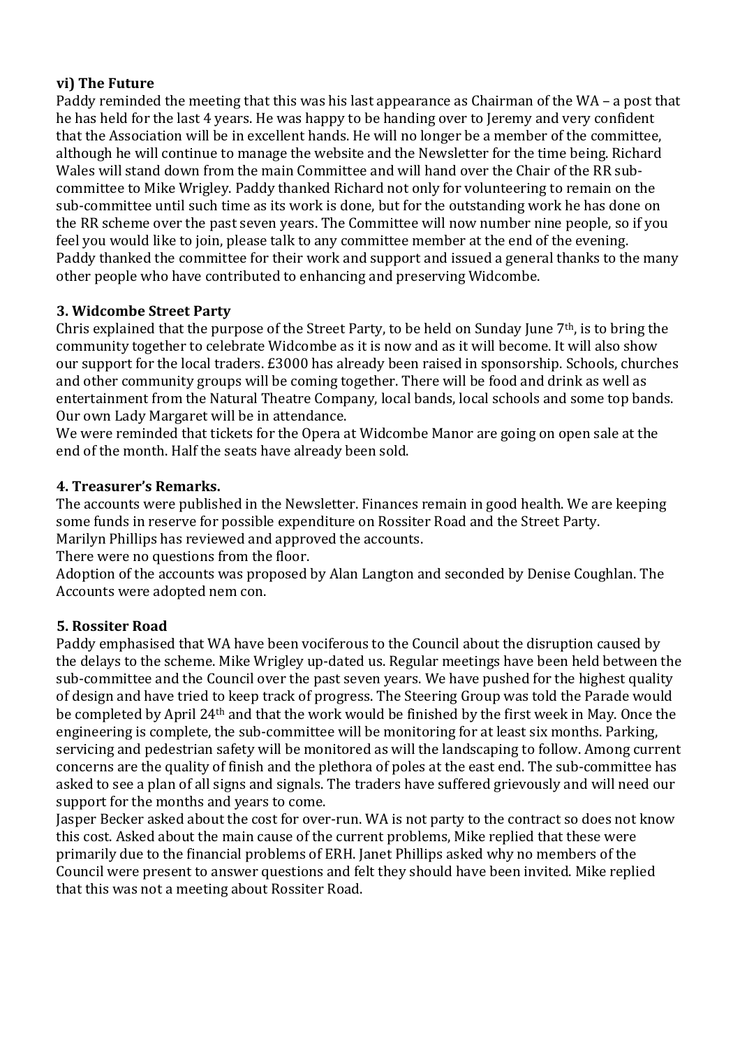### vi) The Future

Paddy reminded the meeting that this was his last appearance as Chairman of the WA – a post that he has held for the last 4 years. He was happy to be handing over to Jeremy and very confident that the Association will be in excellent hands. He will no longer be a member of the committee, although he will continue to manage the website and the Newsletter for the time being. Richard Wales will stand down from the main Committee and will hand over the Chair of the RR sub-committee to Mike Wrigley. Paddy thanked Richard not only for volunteering to remain on the sub-committee until such time as its work is done, but for the outstanding work he has done on the RR scheme over the past seven years. The Committee will now number nine people, so if you feel you would like to join, please talk to any committee member at the end of the evening. Paddy thanked the committee for their work and support and issued a general thanks to the many other people who have contributed to enhancing and preserving Widcombe.

### 3. Widcombe Street Party

Chris explained that the purpose of the Street Party, to be held on Sunday June 7th, is to bring the community together to celebrate Widcombe as it is now and as it will become. It will also show our support for the local traders. £3000 has already been raised in sponsorship. Schools, churches and other community groups will be coming together. There will be food and drink as well as entertainment from the Natural Theatre Company, local bands, local schools and some top bands. Our own Lady Margaret will be in attendance.

We were reminded that tickets for the Opera at Widcombe Manor are going on open sale at the end of the month. Half the seats have already been sold.

### 4. Treasurer's Remarks.

The accounts were published in the Newsletter. Finances remain in good health. We are keeping some funds in reserve for possible expenditure on Rossiter Road and the Street Party.

Marilyn Phillips has reviewed and approved the accounts.

There were no questions from the floor.

Adoption of the accounts was proposed by Alan Langton and seconded by Denise Coughlan. The Accounts were adopted nem con.

### 5. Rossiter Road

Paddy emphasised that WA have been vociferous to the Council about the disruption caused by the delays to the scheme. Mike Wrigley up-dated us. Regular meetings have been held between the sub-committee and the Council over the past seven years. We have pushed for the highest quality of design and have tried to keep track of progress. The Steering Group was told the Parade would be completed by April 24th and that the work would be finished by the first week in May. Once the engineering is complete, the sub-committee will be monitoring for at least six months. Parking, servicing and pedestrian safety will be monitored as will the landscaping to follow. Among current concerns are the quality of finish and the plethora of poles at the east end. The sub-committee has asked to see a plan of all signs and signals. The traders have suffered grievously and will need our support for the months and years to come.

Jasper Becker asked about the cost for over-run. WA is not party to the contract so does not know this cost. Asked about the main cause of the current problems, Mike replied that these were primarily due to the financial problems of ERH. Janet Phillips asked why no members of the Council were present to answer questions and felt they should have been invited. Mike replied that this was not a meeting about Rossiter Road.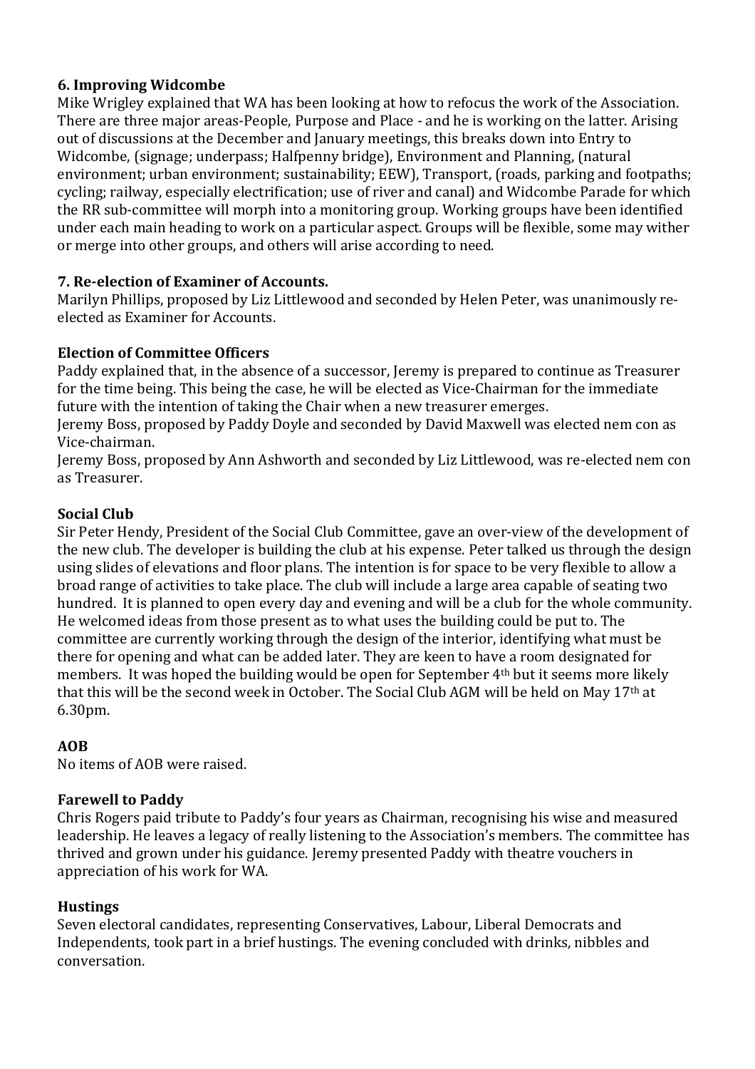**6. Improving Widcombe**

Mike Wrigley explained that WA has been looking at how to refocus the work of the Association. There are three major areas-People, Purpose and Place - and he is working on the latter. Arising out of discussions at the December and January meetings, this breaks down into Entry to Widcombe, (signage; underpass; Halfpenny bridge), Environment and Planning, (natural environment; urban environment; sustainability; EEW), Transport, (roads, parking and footpaths; cycling; railway, especially electrification; use of river and canal) and Widcombe Parade for which the RR sub-committee will morph into a monitoring group. Working groups have been identified under each main heading to work on a particular aspect. Groups will be flexible, some may wither or merge into other groups, and others will arise according to need.

**7. Re-election of Examiner of Accounts.**

Marilyn Phillips, proposed by Liz Littlewood and seconded by Helen Peter, was unanimously re-elected as Examiner for Accounts.

**Election of Committee Officers**

Paddy explained that, in the absence of a successor, Jeremy is prepared to continue as Treasurer for the time being. This being the case, he will be elected as Vice-Chairman for the immediate future with the intention of taking the Chair when a new treasurer emerges.
Jeremy Boss, proposed by Paddy Doyle and seconded by David Maxwell was elected nem con as Vice-chairman.
Jeremy Boss, proposed by Ann Ashworth and seconded by Liz Littlewood, was re-elected nem con as Treasurer.

**Social Club**

Sir Peter Hendy, President of the Social Club Committee, gave an over-view of the development of the new club. The developer is building the club at his expense. Peter talked us through the design using slides of elevations and floor plans. The intention is for space to be very flexible to allow a broad range of activities to take place. The club will include a large area capable of seating two hundred. It is planned to open every day and evening and will be a club for the whole community. He welcomed ideas from those present as to what uses the building could be put to. The committee are currently working through the design of the interior, identifying what must be there for opening and what can be added later. They are keen to have a room designated for members. It was hoped the building would be open for September 4th but it seems more likely that this will be the second week in October. The Social Club AGM will be held on May 17th at 6.30pm.

**AOB**

No items of AOB were raised.

**Farewell to Paddy**

Chris Rogers paid tribute to Paddy's four years as Chairman, recognising his wise and measured leadership. He leaves a legacy of really listening to the Association's members. The committee has thrived and grown under his guidance. Jeremy presented Paddy with theatre vouchers in appreciation of his work for WA.

**Hustings**

Seven electoral candidates, representing Conservatives, Labour, Liberal Democrats and Independents, took part in a brief hustings. The evening concluded with drinks, nibbles and conversation.